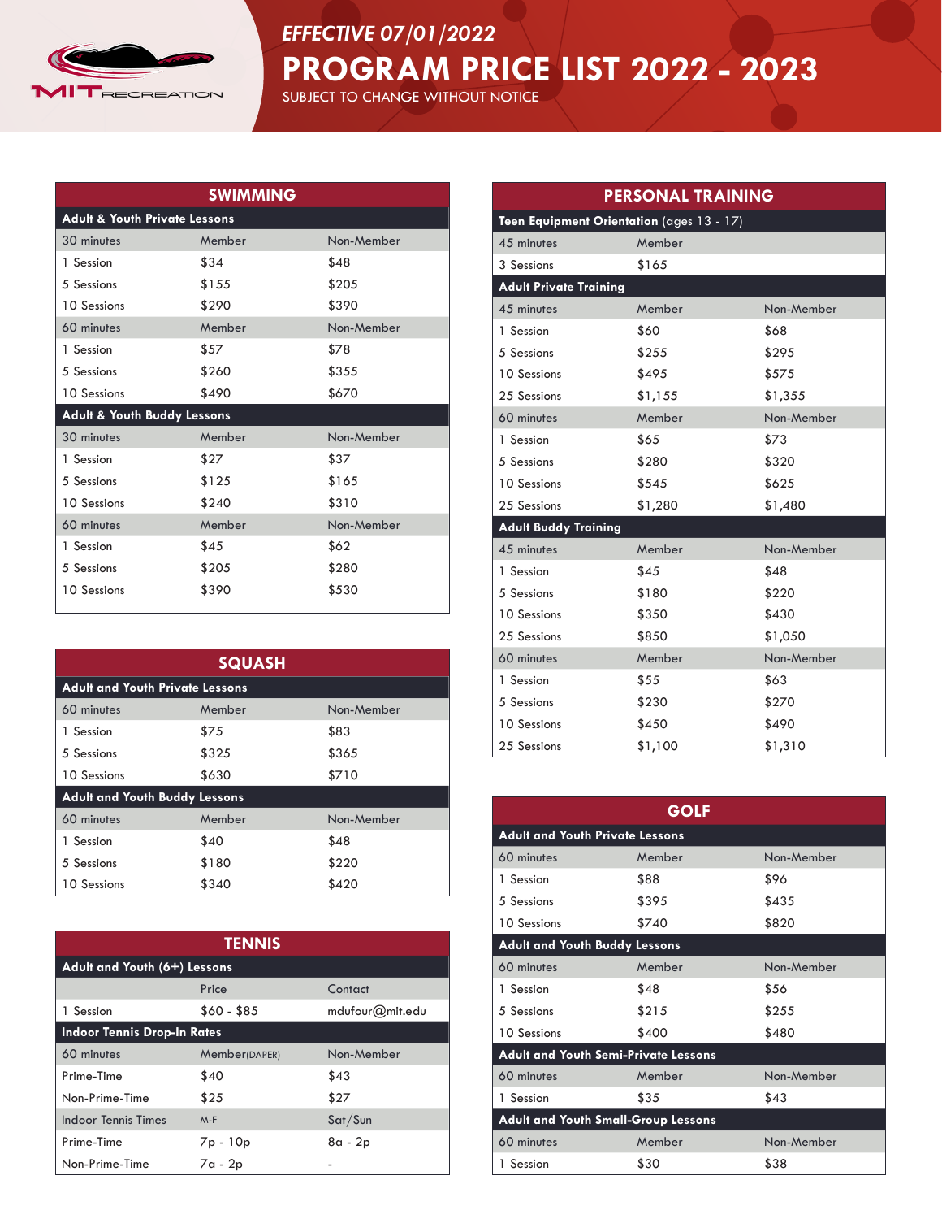MIT RECREATION

*EFFECTIVE 07/01/2022*

# PROGRAM PRICE LIST 2022 - 2023

SUBJECT TO CHANGE WITHOUT NOTICE

## SWIMMING

| Adult & Youth Private Lessons | | |
|---|---|---|
| 30 minutes | Member | Non-Member |
| 1 Session | $34 | $48 |
| 5 Sessions | $155 | $205 |
| 10 Sessions | $290 | $390 |
| 60 minutes | Member | Non-Member |
| 1 Session | $57 | $78 |
| 5 Sessions | $260 | $355 |
| 10 Sessions | $490 | $670 |
| **Adult & Youth Buddy Lessons** | | |
| 30 minutes | Member | Non-Member |
| 1 Session | $27 | $37 |
| 5 Sessions | $125 | $165 |
| 10 Sessions | $240 | $310 |
| 60 minutes | Member | Non-Member |
| 1 Session | $45 | $62 |
| 5 Sessions | $205 | $280 |
| 10 Sessions | $390 | $530 |

## SQUASH

| Adult and Youth Private Lessons | | |
|---|---|---|
| 60 minutes | Member | Non-Member |
| 1 Session | $75 | $83 |
| 5 Sessions | $325 | $365 |
| 10 Sessions | $630 | $710 |
| **Adult and Youth Buddy Lessons** | | |
| 60 minutes | Member | Non-Member |
| 1 Session | $40 | $48 |
| 5 Sessions | $180 | $220 |
| 10 Sessions | $340 | $420 |

## TENNIS

| Adult and Youth (6+) Lessons | | |
|---|---|---|
| | Price | Contact |
| 1 Session | $60 - $85 | mdufour@mit.edu |
| **Indoor Tennis Drop-In Rates** | | |
| 60 minutes | Member(DAPER) | Non-Member |
| Prime-Time | $40 | $43 |
| Non-Prime-Time | $25 | $27 |
| Indoor Tennis Times | M-F | Sat/Sun |
| Prime-Time | 7p - 10p | 8a - 2p |
| Non-Prime-Time | 7a - 2p | - |

## PERSONAL TRAINING

| Teen Equipment Orientation (ages 13 - 17) | | |
|---|---|---|
| 45 minutes | Member | |
| 3 Sessions | $165 | |
| **Adult Private Training** | | |
| 45 minutes | Member | Non-Member |
| 1 Session | $60 | $68 |
| 5 Sessions | $255 | $295 |
| 10 Sessions | $495 | $575 |
| 25 Sessions | $1,155 | $1,355 |
| 60 minutes | Member | Non-Member |
| 1 Session | $65 | $73 |
| 5 Sessions | $280 | $320 |
| 10 Sessions | $545 | $625 |
| 25 Sessions | $1,280 | $1,480 |
| **Adult Buddy Training** | | |
| 45 minutes | Member | Non-Member |
| 1 Session | $45 | $48 |
| 5 Sessions | $180 | $220 |
| 10 Sessions | $350 | $430 |
| 25 Sessions | $850 | $1,050 |
| 60 minutes | Member | Non-Member |
| 1 Session | $55 | $63 |
| 5 Sessions | $230 | $270 |
| 10 Sessions | $450 | $490 |
| 25 Sessions | $1,100 | $1,310 |

## GOLF

| Adult and Youth Private Lessons | | |
|---|---|---|
| 60 minutes | Member | Non-Member |
| 1 Session | $88 | $96 |
| 5 Sessions | $395 | $435 |
| 10 Sessions | $740 | $820 |
| **Adult and Youth Buddy Lessons** | | |
| 60 minutes | Member | Non-Member |
| 1 Session | $48 | $56 |
| 5 Sessions | $215 | $255 |
| 10 Sessions | $400 | $480 |
| **Adult and Youth Semi-Private Lessons** | | |
| 60 minutes | Member | Non-Member |
| 1 Session | $35 | $43 |
| **Adult and Youth Small-Group Lessons** | | |
| 60 minutes | Member | Non-Member |
| 1 Session | $30 | $38 |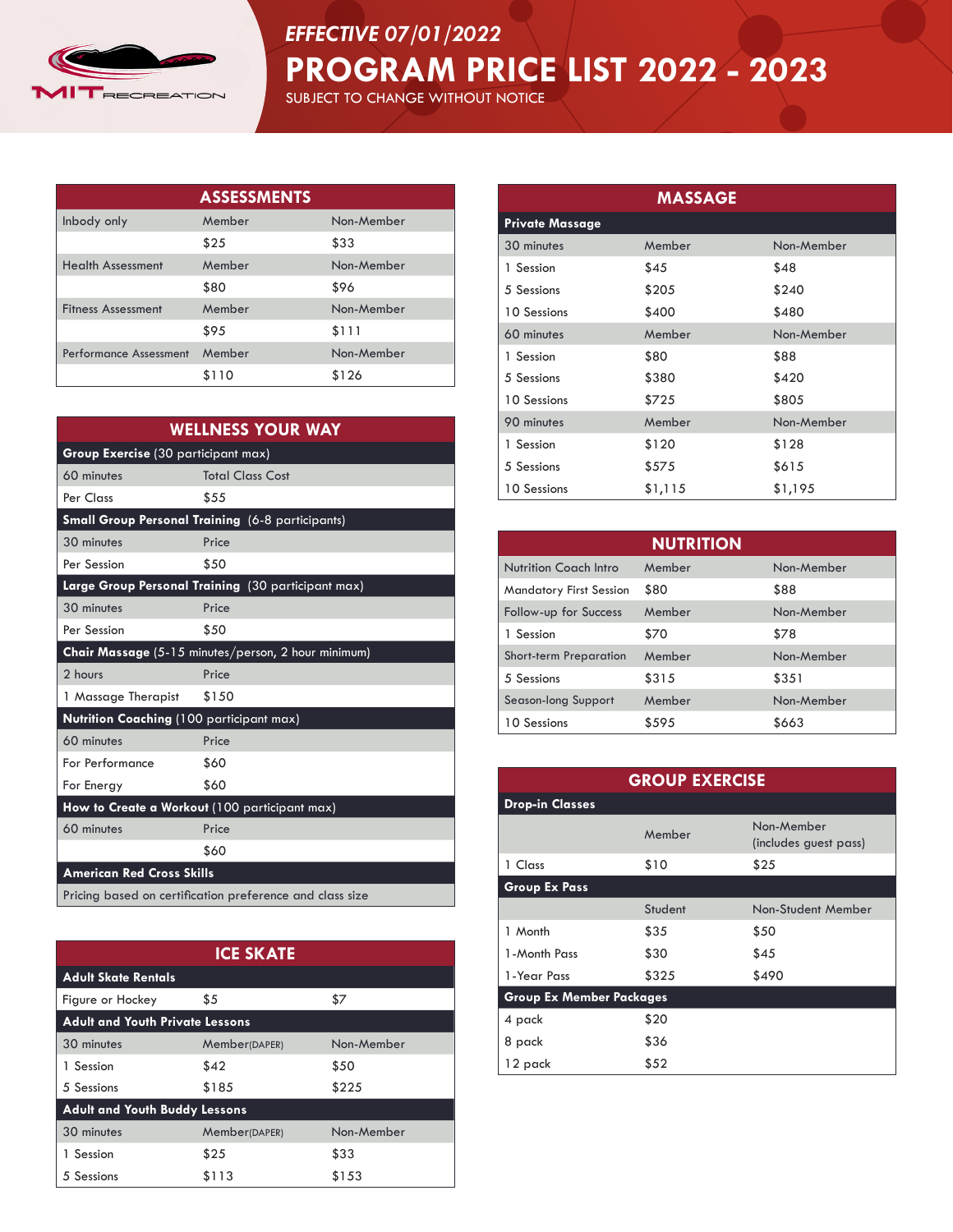MIT RECREATION

*EFFECTIVE 07/01/2022*

# PROGRAM PRICE LIST 2022 - 2023

SUBJECT TO CHANGE WITHOUT NOTICE

## ASSESSMENTS

| | | |
|---|---|---|
| Inbody only | Member | Non-Member |
| | $25 | $33 |
| Health Assessment | Member | Non-Member |
| | $80 | $96 |
| Fitness Assessment | Member | Non-Member |
| | $95 | $111 |
| Performance Assessment | Member | Non-Member |
| | $110 | $126 |

## WELLNESS YOUR WAY

| | |
|---|---|
| **Group Exercise** (30 participant max) | |
| 60 minutes | Total Class Cost |
| Per Class | $55 |
| **Small Group Personal Training** (6-8 participants) | |
| 30 minutes | Price |
| Per Session | $50 |
| **Large Group Personal Training** (30 participant max) | |
| 30 minutes | Price |
| Per Session | $50 |
| **Chair Massage** (5-15 minutes/person, 2 hour minimum) | |
| 2 hours | Price |
| 1 Massage Therapist | $150 |
| **Nutrition Coaching** (100 participant max) | |
| 60 minutes | Price |
| For Performance | $60 |
| For Energy | $60 |
| **How to Create a Workout** (100 participant max) | |
| 60 minutes | Price |
| | $60 |
| **American Red Cross Skills** | |
| Pricing based on certification preference and class size | |

## ICE SKATE

| | | |
|---|---|---|
| **Adult Skate Rentals** | | |
| Figure or Hockey | $5 | $7 |
| **Adult and Youth Private Lessons** | | |
| 30 minutes | Member(DAPER) | Non-Member |
| 1 Session | $42 | $50 |
| 5 Sessions | $185 | $225 |
| **Adult and Youth Buddy Lessons** | | |
| 30 minutes | Member(DAPER) | Non-Member |
| 1 Session | $25 | $33 |
| 5 Sessions | $113 | $153 |

## MASSAGE

| | | |
|---|---|---|
| **Private Massage** | | |
| 30 minutes | Member | Non-Member |
| 1 Session | $45 | $48 |
| 5 Sessions | $205 | $240 |
| 10 Sessions | $400 | $480 |
| 60 minutes | Member | Non-Member |
| 1 Session | $80 | $88 |
| 5 Sessions | $380 | $420 |
| 10 Sessions | $725 | $805 |
| 90 minutes | Member | Non-Member |
| 1 Session | $120 | $128 |
| 5 Sessions | $575 | $615 |
| 10 Sessions | $1,115 | $1,195 |

## NUTRITION

| | | |
|---|---|---|
| Nutrition Coach Intro | Member | Non-Member |
| Mandatory First Session | $80 | $88 |
| Follow-up for Success | Member | Non-Member |
| 1 Session | $70 | $78 |
| Short-term Preparation | Member | Non-Member |
| 5 Sessions | $315 | $351 |
| Season-long Support | Member | Non-Member |
| 10 Sessions | $595 | $663 |

## GROUP EXERCISE

| | | |
|---|---|---|
| **Drop-in Classes** | | |
| | Member | Non-Member (includes guest pass) |
| 1 Class | $10 | $25 |
| **Group Ex Pass** | | |
| | Student | Non-Student Member |
| 1 Month | $35 | $50 |
| 1-Month Pass | $30 | $45 |
| 1-Year Pass | $325 | $490 |
| **Group Ex Member Packages** | | |
| 4 pack | $20 | |
| 8 pack | $36 | |
| 12 pack | $52 | |